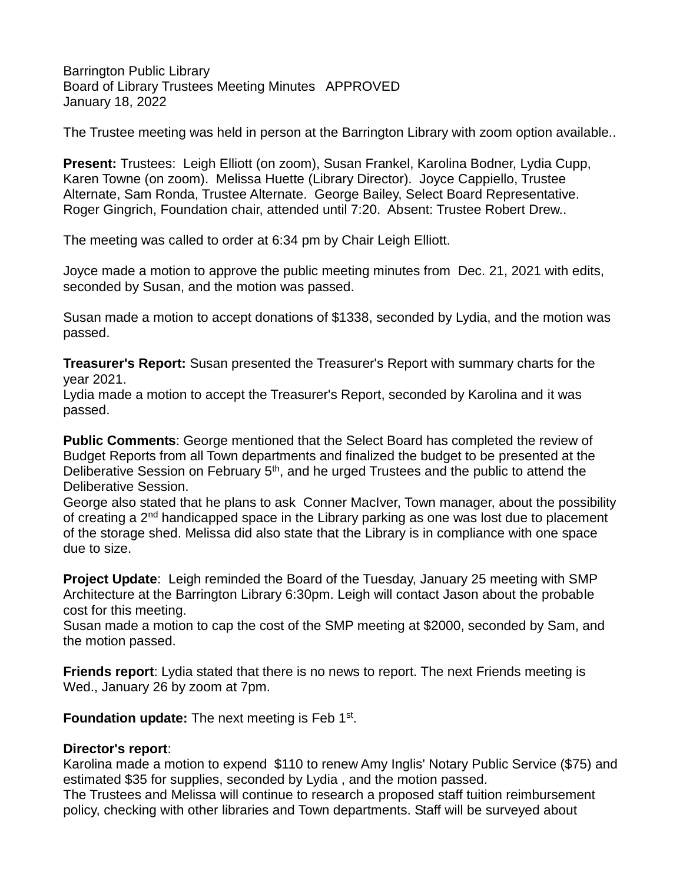Barrington Public Library
Board of Library Trustees Meeting Minutes APPROVED
January 18, 2022

The Trustee meeting was held in person at the Barrington Library with zoom option available..

**Present:** Trustees: Leigh Elliott (on zoom), Susan Frankel, Karolina Bodner, Lydia Cupp, Karen Towne (on zoom). Melissa Huette (Library Director). Joyce Cappiello, Trustee Alternate, Sam Ronda, Trustee Alternate. George Bailey, Select Board Representative. Roger Gingrich, Foundation chair, attended until 7:20. Absent: Trustee Robert Drew..

The meeting was called to order at 6:34 pm by Chair Leigh Elliott.

Joyce made a motion to approve the public meeting minutes from Dec. 21, 2021 with edits, seconded by Susan, and the motion was passed.

Susan made a motion to accept donations of $1338, seconded by Lydia, and the motion was passed.

**Treasurer's Report:** Susan presented the Treasurer's Report with summary charts for the year 2021.
Lydia made a motion to accept the Treasurer's Report, seconded by Karolina and it was passed.

**Public Comments**: George mentioned that the Select Board has completed the review of Budget Reports from all Town departments and finalized the budget to be presented at the Deliberative Session on February 5th, and he urged Trustees and the public to attend the Deliberative Session.
George also stated that he plans to ask Conner MacIver, Town manager, about the possibility of creating a 2nd handicapped space in the Library parking as one was lost due to placement of the storage shed. Melissa did also state that the Library is in compliance with one space due to size.

**Project Update**: Leigh reminded the Board of the Tuesday, January 25 meeting with SMP Architecture at the Barrington Library 6:30pm. Leigh will contact Jason about the probable cost for this meeting.
Susan made a motion to cap the cost of the SMP meeting at $2000, seconded by Sam, and the motion passed.

**Friends report**: Lydia stated that there is no news to report. The next Friends meeting is Wed., January 26 by zoom at 7pm.

**Foundation update:** The next meeting is Feb 1st.

**Director's report**:
Karolina made a motion to expend $110 to renew Amy Inglis' Notary Public Service ($75) and estimated $35 for supplies, seconded by Lydia , and the motion passed.
The Trustees and Melissa will continue to research a proposed staff tuition reimbursement policy, checking with other libraries and Town departments. Staff will be surveyed about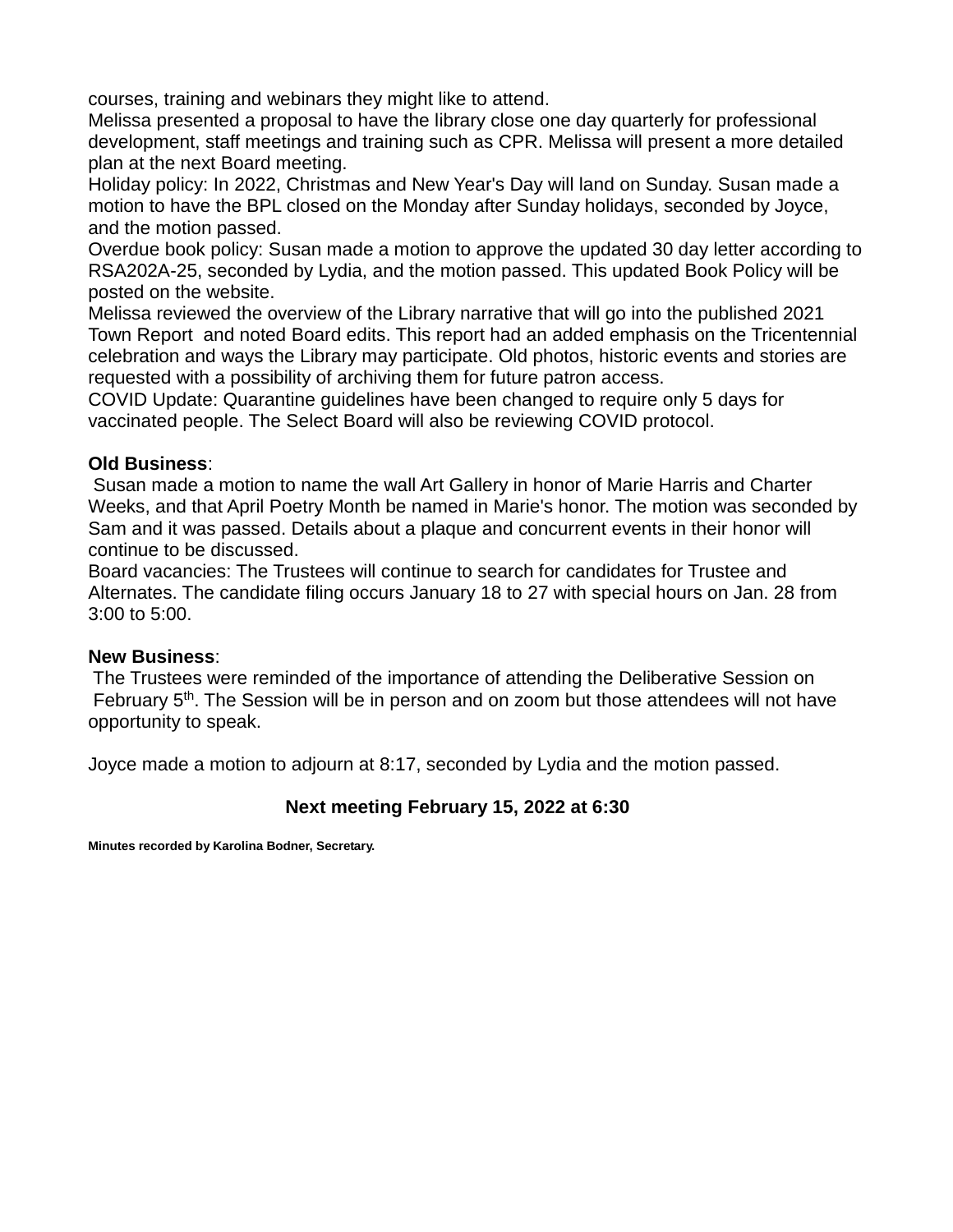courses, training and webinars they might like to attend.

Melissa presented a proposal to have the library close one day quarterly for professional development, staff meetings and training such as CPR. Melissa will present a more detailed plan at the next Board meeting.

Holiday policy: In 2022, Christmas and New Year's Day will land on Sunday. Susan made a motion to have the BPL closed on the Monday after Sunday holidays, seconded by Joyce, and the motion passed.

Overdue book policy: Susan made a motion to approve the updated 30 day letter according to RSA202A-25, seconded by Lydia, and the motion passed. This updated Book Policy will be posted on the website.

Melissa reviewed the overview of the Library narrative that will go into the published 2021 Town Report and noted Board edits. This report had an added emphasis on the Tricentennial celebration and ways the Library may participate. Old photos, historic events and stories are requested with a possibility of archiving them for future patron access.

COVID Update: Quarantine guidelines have been changed to require only 5 days for vaccinated people. The Select Board will also be reviewing COVID protocol.

**Old Business**:

Susan made a motion to name the wall Art Gallery in honor of Marie Harris and Charter Weeks, and that April Poetry Month be named in Marie's honor. The motion was seconded by Sam and it was passed. Details about a plaque and concurrent events in their honor will continue to be discussed.

Board vacancies: The Trustees will continue to search for candidates for Trustee and Alternates. The candidate filing occurs January 18 to 27 with special hours on Jan. 28 from 3:00 to 5:00.

**New Business**:

The Trustees were reminded of the importance of attending the Deliberative Session on February 5th. The Session will be in person and on zoom but those attendees will not have opportunity to speak.

Joyce made a motion to adjourn at 8:17, seconded by Lydia and the motion passed.

**Next meeting February 15, 2022 at 6:30**

**Minutes recorded by Karolina Bodner, Secretary.**